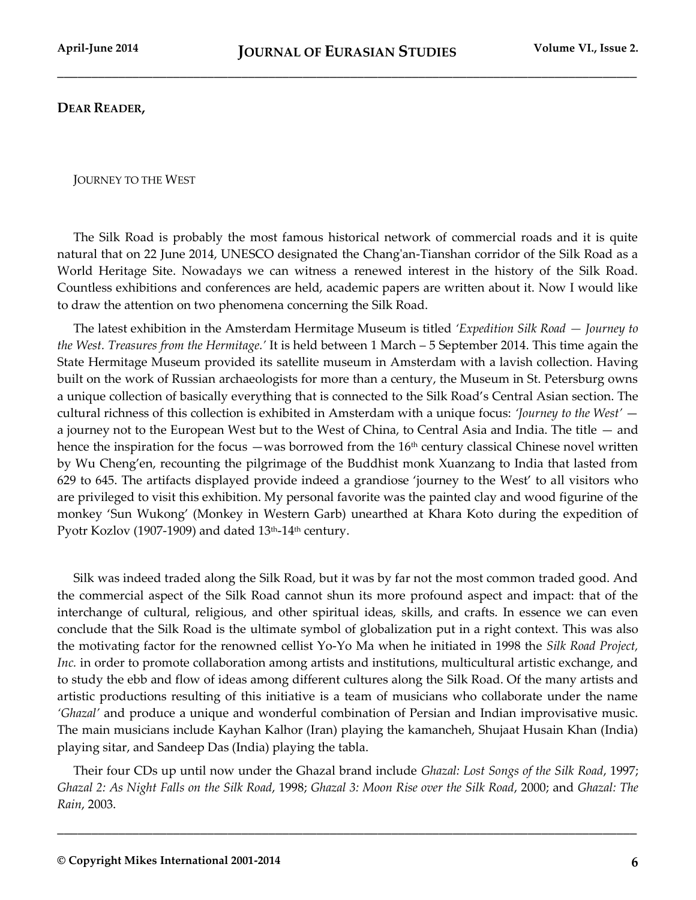**DEAR READER,**

JOURNEY TO THE WEST

The Silk Road is probably the most famous historical network of commercial roads and it is quite natural that on 22 June 2014, UNESCO designated the Chang'an-Tianshan corridor of the Silk Road as a World Heritage Site. Nowadays we can witness a renewed interest in the history of the Silk Road. Countless exhibitions and conferences are held, academic papers are written about it. Now I would like to draw the attention on two phenomena concerning the Silk Road.

The latest exhibition in the Amsterdam Hermitage Museum is titled *'Expedition Silk Road — Journey to the West. Treasures from the Hermitage.'* It is held between 1 March – 5 September 2014. This time again the State Hermitage Museum provided its satellite museum in Amsterdam with a lavish collection. Having built on the work of Russian archaeologists for more than a century, the Museum in St. Petersburg owns a unique collection of basically everything that is connected to the Silk Road's Central Asian section. The cultural richness of this collection is exhibited in Amsterdam with a unique focus: *'Journey to the West'* — a journey not to the European West but to the West of China, to Central Asia and India. The title — and hence the inspiration for the focus —was borrowed from the 16th century classical Chinese novel written by Wu Cheng'en, recounting the pilgrimage of the Buddhist monk Xuanzang to India that lasted from 629 to 645. The artifacts displayed provide indeed a grandiose 'journey to the West' to all visitors who are privileged to visit this exhibition. My personal favorite was the painted clay and wood figurine of the monkey 'Sun Wukong' (Monkey in Western Garb) unearthed at Khara Koto during the expedition of Pyotr Kozlov (1907-1909) and dated 13th-14th century.

Silk was indeed traded along the Silk Road, but it was by far not the most common traded good. And the commercial aspect of the Silk Road cannot shun its more profound aspect and impact: that of the interchange of cultural, religious, and other spiritual ideas, skills, and crafts. In essence we can even conclude that the Silk Road is the ultimate symbol of globalization put in a right context. This was also the motivating factor for the renowned cellist Yo-Yo Ma when he initiated in 1998 the *Silk Road Project, Inc.* in order to promote collaboration among artists and institutions, multicultural artistic exchange, and to study the ebb and flow of ideas among different cultures along the Silk Road. Of the many artists and artistic productions resulting of this initiative is a team of musicians who collaborate under the name *'Ghazal'* and produce a unique and wonderful combination of Persian and Indian improvisative music. The main musicians include Kayhan Kalhor (Iran) playing the kamancheh, Shujaat Husain Khan (India) playing sitar, and Sandeep Das (India) playing the tabla.

Their four CDs up until now under the Ghazal brand include *Ghazal: Lost Songs of the Silk Road*, 1997; *Ghazal 2: As Night Falls on the Silk Road*, 1998; *Ghazal 3: Moon Rise over the Silk Road*, 2000; and *Ghazal: The Rain*, 2003.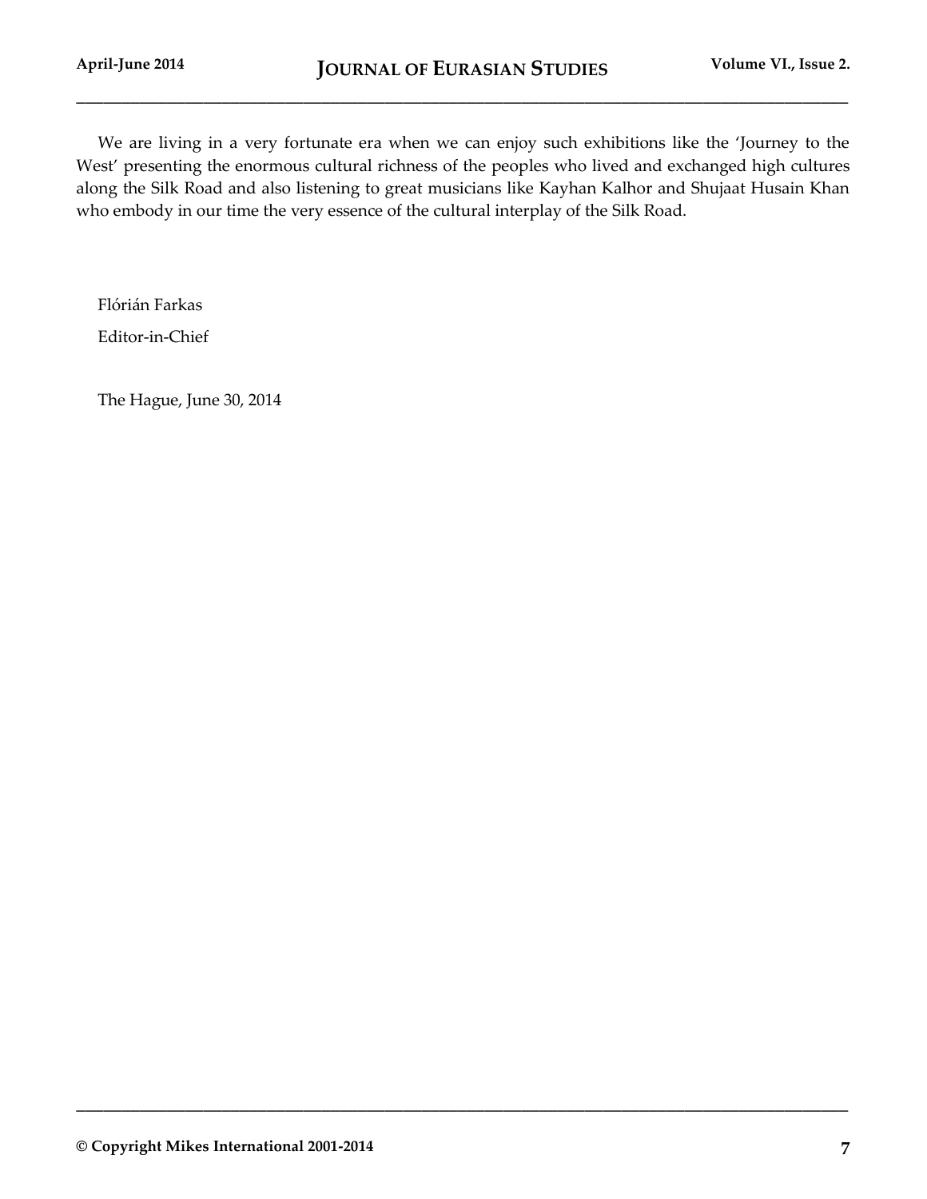We are living in a very fortunate era when we can enjoy such exhibitions like the 'Journey to the West' presenting the enormous cultural richness of the peoples who lived and exchanged high cultures along the Silk Road and also listening to great musicians like Kayhan Kalhor and Shujaat Husain Khan who embody in our time the very essence of the cultural interplay of the Silk Road.

Flórián Farkas

Editor-in-Chief

The Hague, June 30, 2014